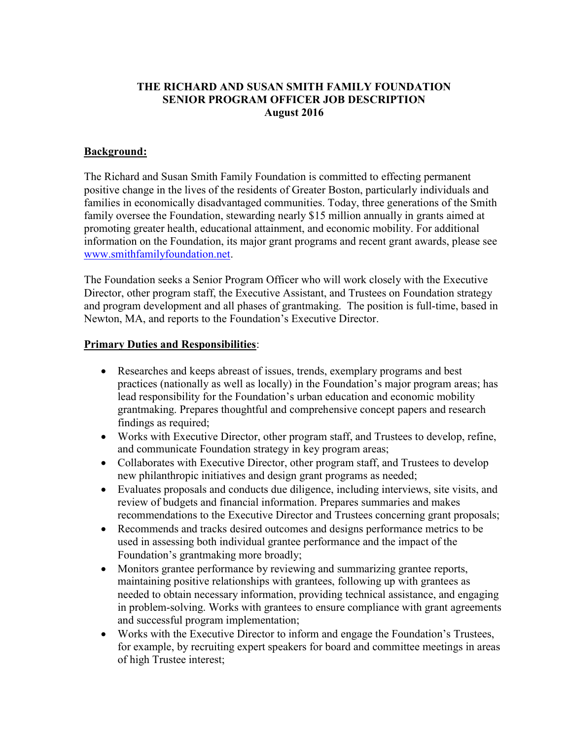**THE RICHARD AND SUSAN SMITH FAMILY FOUNDATION**
**SENIOR PROGRAM OFFICER JOB DESCRIPTION**
**August 2016**

## Background:

The Richard and Susan Smith Family Foundation is committed to effecting permanent positive change in the lives of the residents of Greater Boston, particularly individuals and families in economically disadvantaged communities. Today, three generations of the Smith family oversee the Foundation, stewarding nearly $15 million annually in grants aimed at promoting greater health, educational attainment, and economic mobility. For additional information on the Foundation, its major grant programs and recent grant awards, please see www.smithfamilyfoundation.net.

The Foundation seeks a Senior Program Officer who will work closely with the Executive Director, other program staff, the Executive Assistant, and Trustees on Foundation strategy and program development and all phases of grantmaking. The position is full-time, based in Newton, MA, and reports to the Foundation's Executive Director.

## Primary Duties and Responsibilities:

- Researches and keeps abreast of issues, trends, exemplary programs and best practices (nationally as well as locally) in the Foundation's major program areas; has lead responsibility for the Foundation's urban education and economic mobility grantmaking. Prepares thoughtful and comprehensive concept papers and research findings as required;
- Works with Executive Director, other program staff, and Trustees to develop, refine, and communicate Foundation strategy in key program areas;
- Collaborates with Executive Director, other program staff, and Trustees to develop new philanthropic initiatives and design grant programs as needed;
- Evaluates proposals and conducts due diligence, including interviews, site visits, and review of budgets and financial information. Prepares summaries and makes recommendations to the Executive Director and Trustees concerning grant proposals;
- Recommends and tracks desired outcomes and designs performance metrics to be used in assessing both individual grantee performance and the impact of the Foundation's grantmaking more broadly;
- Monitors grantee performance by reviewing and summarizing grantee reports, maintaining positive relationships with grantees, following up with grantees as needed to obtain necessary information, providing technical assistance, and engaging in problem-solving. Works with grantees to ensure compliance with grant agreements and successful program implementation;
- Works with the Executive Director to inform and engage the Foundation's Trustees, for example, by recruiting expert speakers for board and committee meetings in areas of high Trustee interest;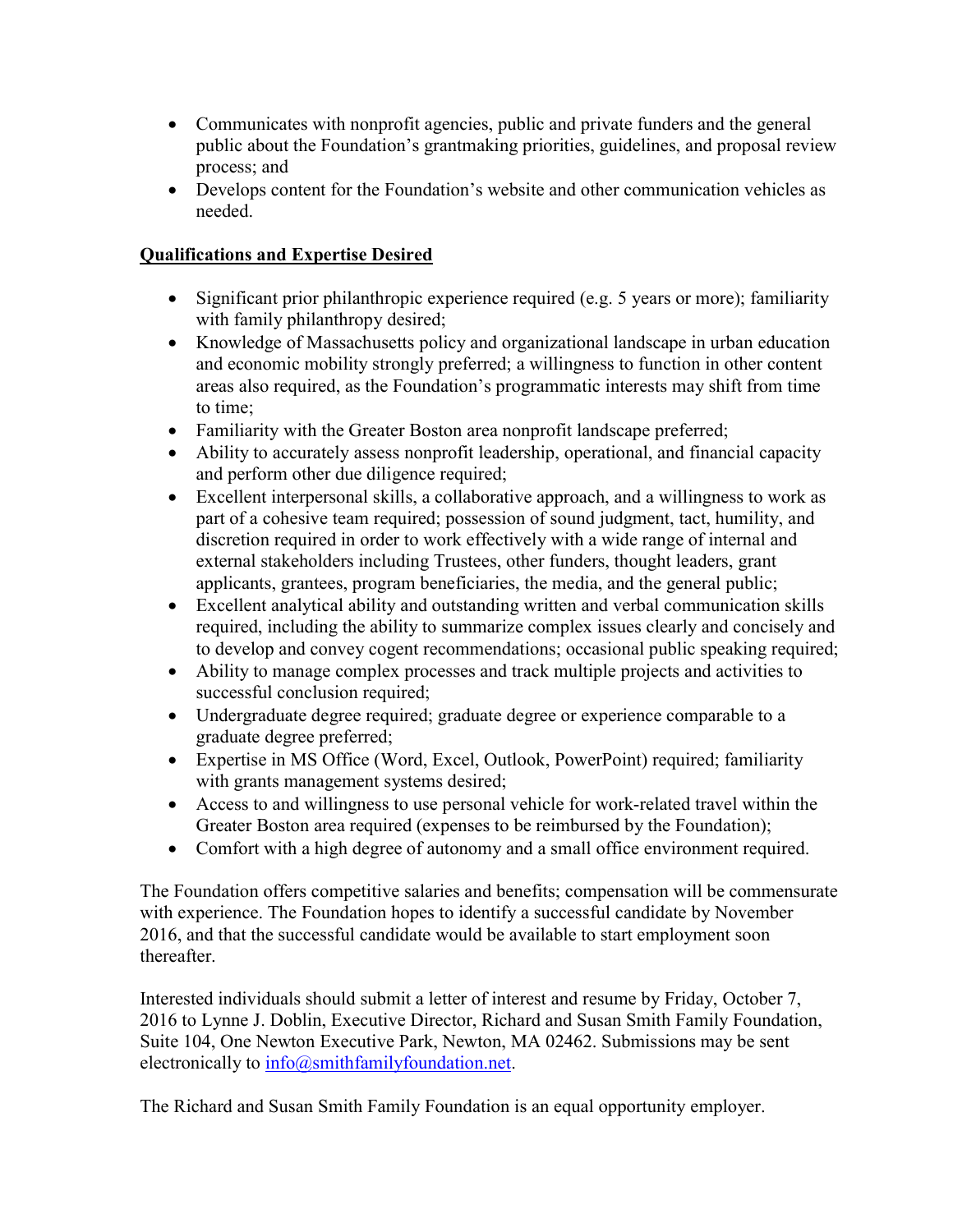- Communicates with nonprofit agencies, public and private funders and the general public about the Foundation's grantmaking priorities, guidelines, and proposal review process; and
- Develops content for the Foundation's website and other communication vehicles as needed.

**<u>Qualifications and Expertise Desired</u>**

- Significant prior philanthropic experience required (e.g. 5 years or more); familiarity with family philanthropy desired;
- Knowledge of Massachusetts policy and organizational landscape in urban education and economic mobility strongly preferred; a willingness to function in other content areas also required, as the Foundation's programmatic interests may shift from time to time;
- Familiarity with the Greater Boston area nonprofit landscape preferred;
- Ability to accurately assess nonprofit leadership, operational, and financial capacity and perform other due diligence required;
- Excellent interpersonal skills, a collaborative approach, and a willingness to work as part of a cohesive team required; possession of sound judgment, tact, humility, and discretion required in order to work effectively with a wide range of internal and external stakeholders including Trustees, other funders, thought leaders, grant applicants, grantees, program beneficiaries, the media, and the general public;
- Excellent analytical ability and outstanding written and verbal communication skills required, including the ability to summarize complex issues clearly and concisely and to develop and convey cogent recommendations; occasional public speaking required;
- Ability to manage complex processes and track multiple projects and activities to successful conclusion required;
- Undergraduate degree required; graduate degree or experience comparable to a graduate degree preferred;
- Expertise in MS Office (Word, Excel, Outlook, PowerPoint) required; familiarity with grants management systems desired;
- Access to and willingness to use personal vehicle for work-related travel within the Greater Boston area required (expenses to be reimbursed by the Foundation);
- Comfort with a high degree of autonomy and a small office environment required.

The Foundation offers competitive salaries and benefits; compensation will be commensurate with experience. The Foundation hopes to identify a successful candidate by November 2016, and that the successful candidate would be available to start employment soon thereafter.

Interested individuals should submit a letter of interest and resume by Friday, October 7, 2016 to Lynne J. Doblin, Executive Director, Richard and Susan Smith Family Foundation, Suite 104, One Newton Executive Park, Newton, MA 02462. Submissions may be sent electronically to [info@smithfamilyfoundation.net](mailto:info@smithfamilyfoundation.net).

The Richard and Susan Smith Family Foundation is an equal opportunity employer.